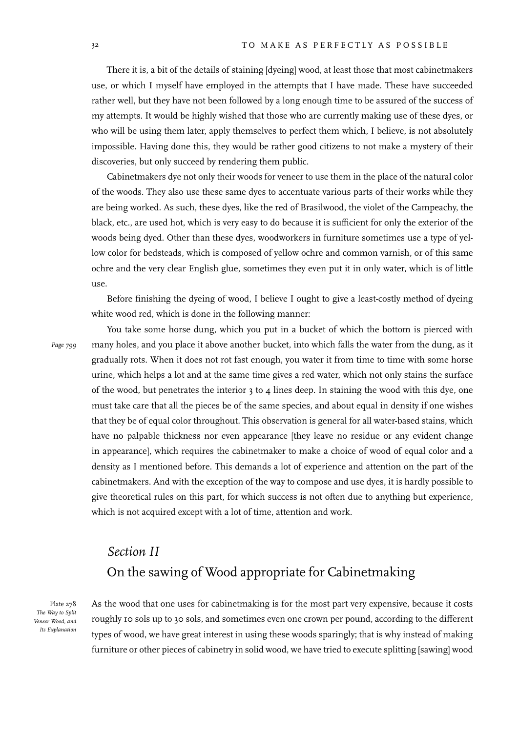There it is, a bit of the details of staining [dyeing] wood, at least those that most cabinetmakers use, or which I myself have employed in the attempts that I have made. These have succeeded rather well, but they have not been followed by a long enough time to be assured of the success of my attempts. It would be highly wished that those who are currently making use of these dyes, or who will be using them later, apply themselves to perfect them which, I believe, is not absolutely impossible. Having done this, they would be rather good citizens to not make a mystery of their discoveries, but only succeed by rendering them public.

Cabinetmakers dye not only their woods for veneer to use them in the place of the natural color of the woods. They also use these same dyes to accentuate various parts of their works while they are being worked. As such, these dyes, like the red of Brasilwood, the violet of the Campeachy, the black, etc., are used hot, which is very easy to do because it is sufficient for only the exterior of the woods being dyed. Other than these dyes, woodworkers in furniture sometimes use a type of yellow color for bedsteads, which is composed of yellow ochre and common varnish, or of this same ochre and the very clear English glue, sometimes they even put it in only water, which is of little use.

Before finishing the dyeing of wood, I believe I ought to give a least-costly method of dyeing white wood red, which is done in the following manner:

*Page 799*

You take some horse dung, which you put in a bucket of which the bottom is pierced with many holes, and you place it above another bucket, into which falls the water from the dung, as it gradually rots. When it does not rot fast enough, you water it from time to time with some horse urine, which helps a lot and at the same time gives a red water, which not only stains the surface of the wood, but penetrates the interior 3 to 4 lines deep. In staining the wood with this dye, one must take care that all the pieces be of the same species, and about equal in density if one wishes that they be of equal color throughout. This observation is general for all water-based stains, which have no palpable thickness nor even appearance [they leave no residue or any evident change in appearance], which requires the cabinetmaker to make a choice of wood of equal color and a density as I mentioned before. This demands a lot of experience and attention on the part of the cabinetmakers. And with the exception of the way to compose and use dyes, it is hardly possible to give theoretical rules on this part, for which success is not often due to anything but experience, which is not acquired except with a lot of time, attention and work.

## *Section II*
## On the sawing of Wood appropriate for Cabinetmaking

Plate 278
*The Way to Split Veneer Wood, and Its Explanation*

As the wood that one uses for cabinetmaking is for the most part very expensive, because it costs roughly 10 sols up to 30 sols, and sometimes even one crown per pound, according to the different types of wood, we have great interest in using these woods sparingly; that is why instead of making furniture or other pieces of cabinetry in solid wood, we have tried to execute splitting [sawing] wood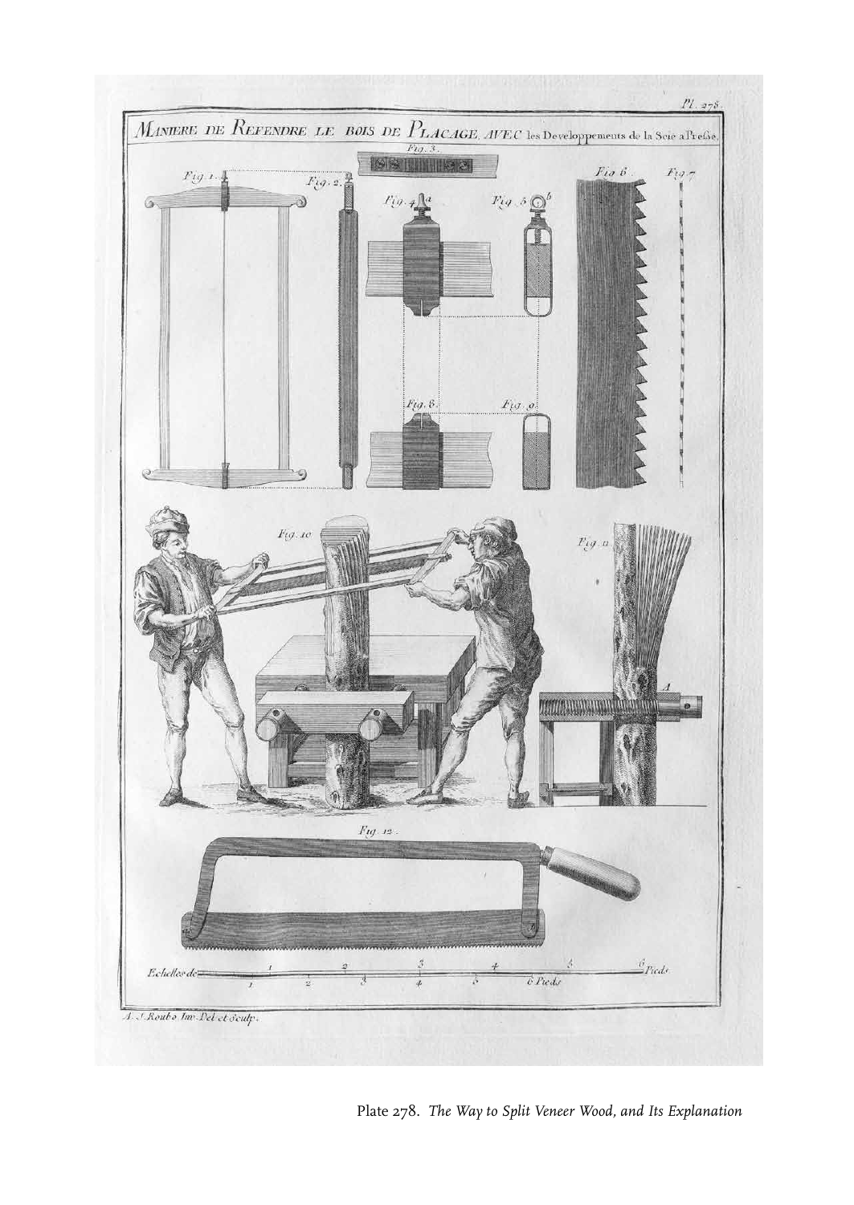Plate 278. *The Way to Split Veneer Wood, and Its Explanation*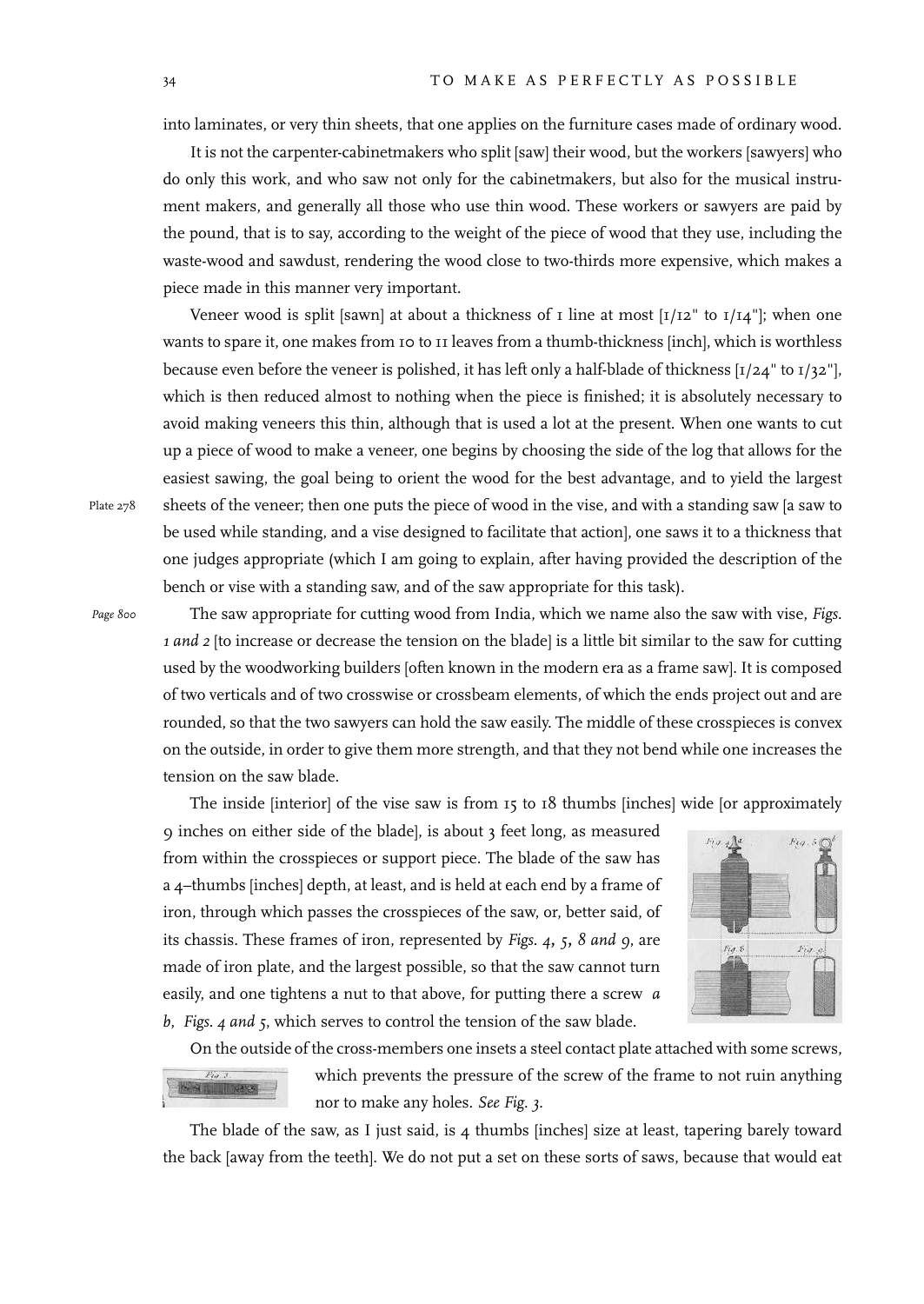into laminates, or very thin sheets, that one applies on the furniture cases made of ordinary wood.

It is not the carpenter-cabinetmakers who split [saw] their wood, but the workers [sawyers] who do only this work, and who saw not only for the cabinetmakers, but also for the musical instrument makers, and generally all those who use thin wood. These workers or sawyers are paid by the pound, that is to say, according to the weight of the piece of wood that they use, including the waste-wood and sawdust, rendering the wood close to two-thirds more expensive, which makes a piece made in this manner very important.

Veneer wood is split [sawn] at about a thickness of 1 line at most [1/12" to 1/14"]; when one wants to spare it, one makes from 10 to 11 leaves from a thumb-thickness [inch], which is worthless because even before the veneer is polished, it has left only a half-blade of thickness [1/24" to 1/32"], which is then reduced almost to nothing when the piece is finished; it is absolutely necessary to avoid making veneers this thin, although that is used a lot at the present. When one wants to cut up a piece of wood to make a veneer, one begins by choosing the side of the log that allows for the easiest sawing, the goal being to orient the wood for the best advantage, and to yield the largest sheets of the veneer; then one puts the piece of wood in the vise, and with a standing saw [a saw to be used while standing, and a vise designed to facilitate that action], one saws it to a thickness that one judges appropriate (which I am going to explain, after having provided the description of the bench or vise with a standing saw, and of the saw appropriate for this task).

Plate 278

*Page 800*

The saw appropriate for cutting wood from India, which we name also the saw with vise, *Figs. 1 and 2* [to increase or decrease the tension on the blade] is a little bit similar to the saw for cutting used by the woodworking builders [often known in the modern era as a frame saw]. It is composed of two verticals and of two crosswise or crossbeam elements, of which the ends project out and are rounded, so that the two sawyers can hold the saw easily. The middle of these crosspieces is convex on the outside, in order to give them more strength, and that they not bend while one increases the tension on the saw blade.

The inside [interior] of the vise saw is from 15 to 18 thumbs [inches] wide [or approximately 9 inches on either side of the blade], is about 3 feet long, as measured from within the crosspieces or support piece. The blade of the saw has a 4–thumbs [inches] depth, at least, and is held at each end by a frame of iron, through which passes the crosspieces of the saw, or, better said, of its chassis. These frames of iron, represented by *Figs. 4, 5, 8 and 9*, are made of iron plate, and the largest possible, so that the saw cannot turn easily, and one tightens a nut to that above, for putting there a screw *a b*, *Figs. 4 and 5*, which serves to control the tension of the saw blade.

On the outside of the cross-members one insets a steel contact plate attached with some screws, which prevents the pressure of the screw of the frame to not ruin anything nor to make any holes. *See Fig. 3.*

The blade of the saw, as I just said, is 4 thumbs [inches] size at least, tapering barely toward the back [away from the teeth]. We do not put a set on these sorts of saws, because that would eat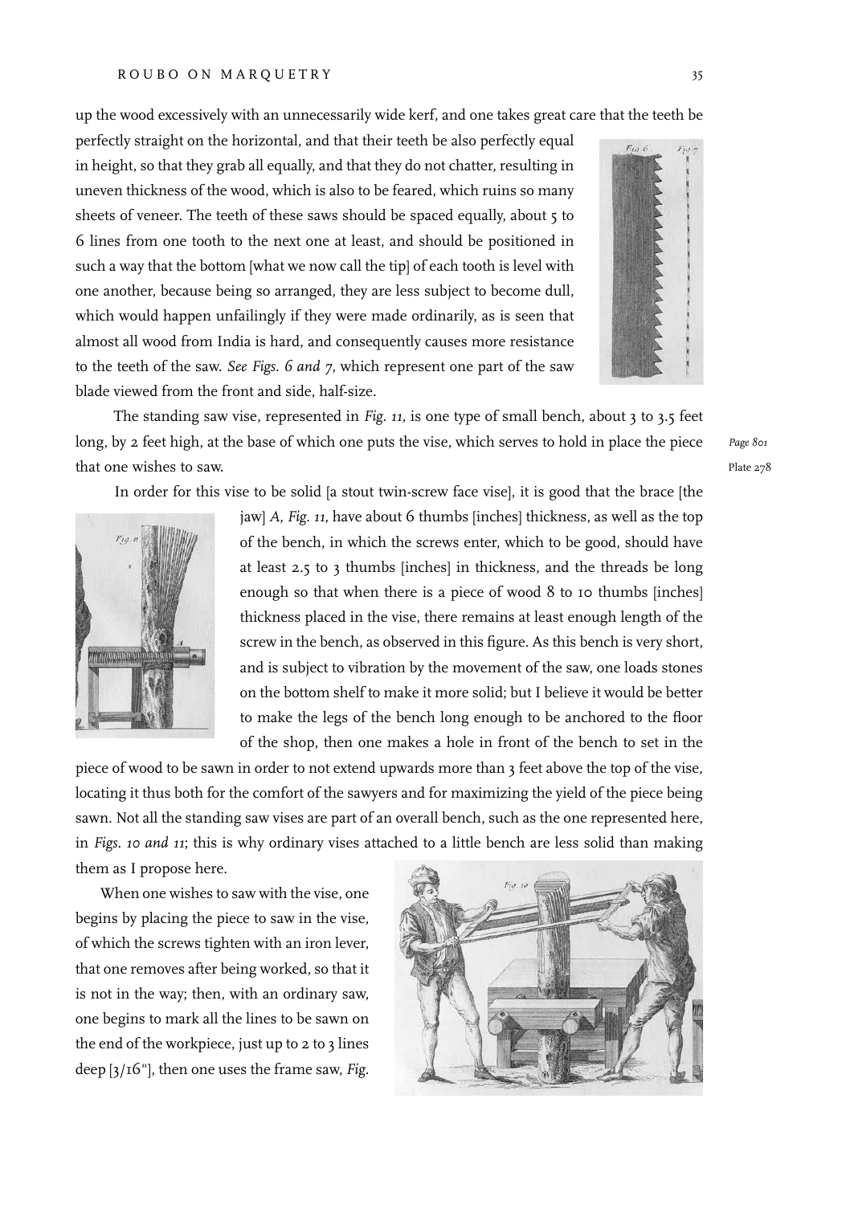up the wood excessively with an unnecessarily wide kerf, and one takes great care that the teeth be perfectly straight on the horizontal, and that their teeth be also perfectly equal in height, so that they grab all equally, and that they do not chatter, resulting in uneven thickness of the wood, which is also to be feared, which ruins so many sheets of veneer. The teeth of these saws should be spaced equally, about 5 to 6 lines from one tooth to the next one at least, and should be positioned in such a way that the bottom [what we now call the tip] of each tooth is level with one another, because being so arranged, they are less subject to become dull, which would happen unfailingly if they were made ordinarily, as is seen that almost all wood from India is hard, and consequently causes more resistance to the teeth of the saw. *See Figs. 6 and 7*, which represent one part of the saw blade viewed from the front and side, half-size.

The standing saw vise, represented in *Fig. 11*, is one type of small bench, about 3 to 3.5 feet long, by 2 feet high, at the base of which one puts the vise, which serves to hold in place the piece that one wishes to saw.

*Page 801*
Plate 278

In order for this vise to be solid [a stout twin-screw face vise], it is good that the brace [the jaw] *A*, *Fig. 11*, have about 6 thumbs [inches] thickness, as well as the top of the bench, in which the screws enter, which to be good, should have at least 2.5 to 3 thumbs [inches] in thickness, and the threads be long enough so that when there is a piece of wood 8 to 10 thumbs [inches] thickness placed in the vise, there remains at least enough length of the screw in the bench, as observed in this figure. As this bench is very short, and is subject to vibration by the movement of the saw, one loads stones on the bottom shelf to make it more solid; but I believe it would be better to make the legs of the bench long enough to be anchored to the floor of the shop, then one makes a hole in front of the bench to set in the piece of wood to be sawn in order to not extend upwards more than 3 feet above the top of the vise, locating it thus both for the comfort of the sawyers and for maximizing the yield of the piece being sawn. Not all the standing saw vises are part of an overall bench, such as the one represented here, in *Figs. 10 and 11*; this is why ordinary vises attached to a little bench are less solid than making them as I propose here.

When one wishes to saw with the vise, one begins by placing the piece to saw in the vise, of which the screws tighten with an iron lever, that one removes after being worked, so that it is not in the way; then, with an ordinary saw, one begins to mark all the lines to be sawn on the end of the workpiece, just up to 2 to 3 lines deep [3/16"], then one uses the frame saw, *Fig.*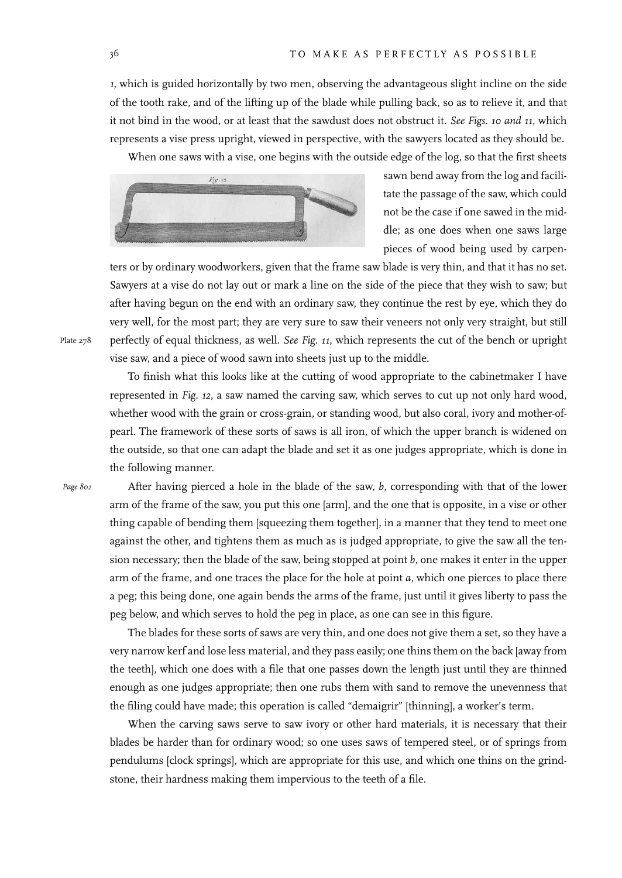*1*, which is guided horizontally by two men, observing the advantageous slight incline on the side of the tooth rake, and of the lifting up of the blade while pulling back, so as to relieve it, and that it not bind in the wood, or at least that the sawdust does not obstruct it. *See Figs. 10 and 11*, which represents a vise press upright, viewed in perspective, with the sawyers located as they should be.

When one saws with a vise, one begins with the outside edge of the log, so that the first sheets sawn bend away from the log and facilitate the passage of the saw, which could not be the case if one sawed in the middle; as one does when one saws large pieces of wood being used by carpenters or by ordinary woodworkers, given that the frame saw blade is very thin, and that it has no set. Sawyers at a vise do not lay out or mark a line on the side of the piece that they wish to saw; but after having begun on the end with an ordinary saw, they continue the rest by eye, which they do very well, for the most part; they are very sure to saw their veneers not only very straight, but still perfectly of equal thickness, as well. *See Fig. 11*, which represents the cut of the bench or upright vise saw, and a piece of wood sawn into sheets just up to the middle.

Plate 278

To finish what this looks like at the cutting of wood appropriate to the cabinetmaker I have represented in *Fig. 12*, a saw named the carving saw, which serves to cut up not only hard wood, whether wood with the grain or cross-grain, or standing wood, but also coral, ivory and mother-of-pearl. The framework of these sorts of saws is all iron, of which the upper branch is widened on the outside, so that one can adapt the blade and set it as one judges appropriate, which is done in the following manner.

*Page 802*

After having pierced a hole in the blade of the saw, *b*, corresponding with that of the lower arm of the frame of the saw, you put this one [arm], and the one that is opposite, in a vise or other thing capable of bending them [squeezing them together], in a manner that they tend to meet one against the other, and tightens them as much as is judged appropriate, to give the saw all the tension necessary; then the blade of the saw, being stopped at point *b*, one makes it enter in the upper arm of the frame, and one traces the place for the hole at point *a*, which one pierces to place there a peg; this being done, one again bends the arms of the frame, just until it gives liberty to pass the peg below, and which serves to hold the peg in place, as one can see in this figure.

The blades for these sorts of saws are very thin, and one does not give them a set, so they have a very narrow kerf and lose less material, and they pass easily; one thins them on the back [away from the teeth], which one does with a file that one passes down the length just until they are thinned enough as one judges appropriate; then one rubs them with sand to remove the unevenness that the filing could have made; this operation is called "demaigrir" [thinning], a worker's term.

When the carving saws serve to saw ivory or other hard materials, it is necessary that their blades be harder than for ordinary wood; so one uses saws of tempered steel, or of springs from pendulums [clock springs], which are appropriate for this use, and which one thins on the grindstone, their hardness making them impervious to the teeth of a file.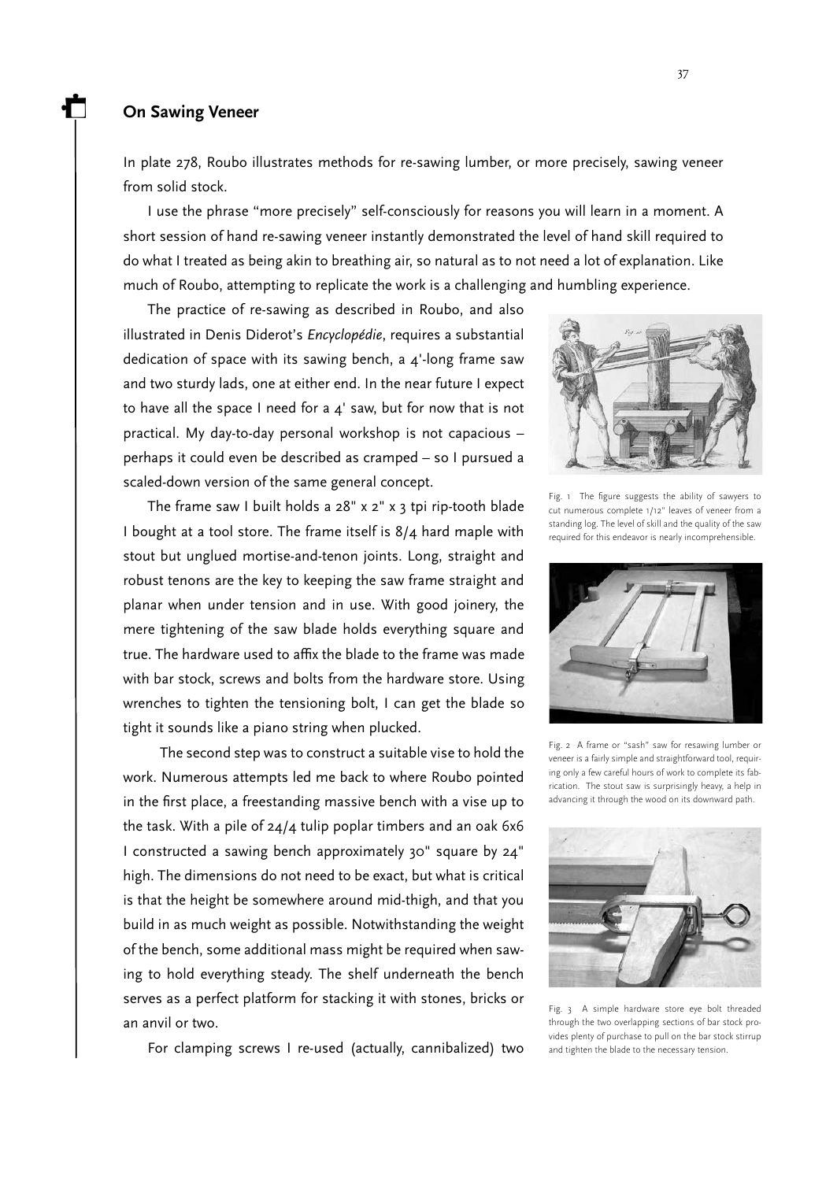## On Sawing Veneer

In plate 278, Roubo illustrates methods for re-sawing lumber, or more precisely, sawing veneer from solid stock.

I use the phrase "more precisely" self-consciously for reasons you will learn in a moment. A short session of hand re-sawing veneer instantly demonstrated the level of hand skill required to do what I treated as being akin to breathing air, so natural as to not need a lot of explanation. Like much of Roubo, attempting to replicate the work is a challenging and humbling experience.

The practice of re-sawing as described in Roubo, and also illustrated in Denis Diderot's *Encyclopédie*, requires a substantial dedication of space with its sawing bench, a 4'-long frame saw and two sturdy lads, one at either end. In the near future I expect to have all the space I need for a 4' saw, but for now that is not practical. My day-to-day personal workshop is not capacious – perhaps it could even be described as cramped – so I pursued a scaled-down version of the same general concept.

Fig. 1 The figure suggests the ability of sawyers to cut numerous complete 1/12" leaves of veneer from a standing log. The level of skill and the quality of the saw required for this endeavor is nearly incomprehensible.

The frame saw I built holds a 28" x 2" x 3 tpi rip-tooth blade I bought at a tool store. The frame itself is 8/4 hard maple with stout but unglued mortise-and-tenon joints. Long, straight and robust tenons are the key to keeping the saw frame straight and planar when under tension and in use. With good joinery, the mere tightening of the saw blade holds everything square and true. The hardware used to affix the blade to the frame was made with bar stock, screws and bolts from the hardware store. Using wrenches to tighten the tensioning bolt, I can get the blade so tight it sounds like a piano string when plucked.

Fig. 2 A frame or "sash" saw for resawing lumber or veneer is a fairly simple and straightforward tool, requiring only a few careful hours of work to complete its fabrication. The stout saw is surprisingly heavy, a help in advancing it through the wood on its downward path.

The second step was to construct a suitable vise to hold the work. Numerous attempts led me back to where Roubo pointed in the first place, a freestanding massive bench with a vise up to the task. With a pile of 24/4 tulip poplar timbers and an oak 6x6 I constructed a sawing bench approximately 30" square by 24" high. The dimensions do not need to be exact, but what is critical is that the height be somewhere around mid-thigh, and that you build in as much weight as possible. Notwithstanding the weight of the bench, some additional mass might be required when sawing to hold everything steady. The shelf underneath the bench serves as a perfect platform for stacking it with stones, bricks or an anvil or two.

Fig. 3 A simple hardware store eye bolt threaded through the two overlapping sections of bar stock provides plenty of purchase to pull on the bar stock stirrup and tighten the blade to the necessary tension.

For clamping screws I re-used (actually, cannibalized) two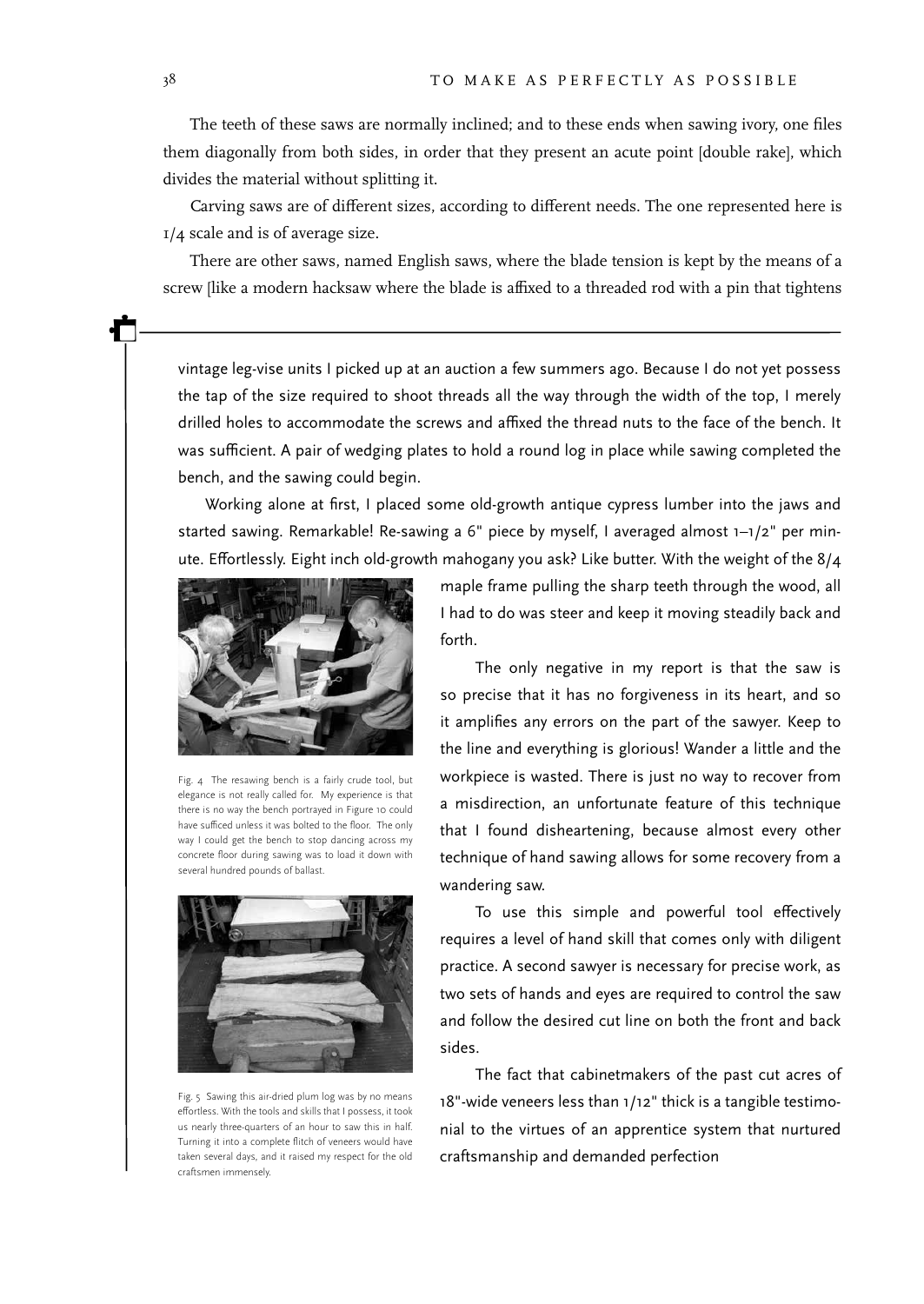The teeth of these saws are normally inclined; and to these ends when sawing ivory, one files them diagonally from both sides, in order that they present an acute point [double rake], which divides the material without splitting it.

Carving saws are of different sizes, according to different needs. The one represented here is 1/4 scale and is of average size.

There are other saws, named English saws, where the blade tension is kept by the means of a screw [like a modern hacksaw where the blade is affixed to a threaded rod with a pin that tightens

---

vintage leg-vise units I picked up at an auction a few summers ago. Because I do not yet possess the tap of the size required to shoot threads all the way through the width of the top, I merely drilled holes to accommodate the screws and affixed the thread nuts to the face of the bench. It was sufficient. A pair of wedging plates to hold a round log in place while sawing completed the bench, and the sawing could begin.

Working alone at first, I placed some old-growth antique cypress lumber into the jaws and started sawing. Remarkable! Re-sawing a 6" piece by myself, I averaged almost 1–1/2" per minute. Effortlessly. Eight inch old-growth mahogany you ask? Like butter. With the weight of the 8/4 maple frame pulling the sharp teeth through the wood, all I had to do was steer and keep it moving steadily back and forth.

The only negative in my report is that the saw is so precise that it has no forgiveness in its heart, and so it amplifies any errors on the part of the sawyer. Keep to the line and everything is glorious! Wander a little and the workpiece is wasted. There is just no way to recover from a misdirection, an unfortunate feature of this technique that I found disheartening, because almost every other technique of hand sawing allows for some recovery from a wandering saw.

To use this simple and powerful tool effectively requires a level of hand skill that comes only with diligent practice. A second sawyer is necessary for precise work, as two sets of hands and eyes are required to control the saw and follow the desired cut line on both the front and back sides.

The fact that cabinetmakers of the past cut acres of 18"-wide veneers less than 1/12" thick is a tangible testimonial to the virtues of an apprentice system that nurtured craftsmanship and demanded perfection

Fig. 4 The resawing bench is a fairly crude tool, but elegance is not really called for. My experience is that there is no way the bench portrayed in Figure 10 could have sufficed unless it was bolted to the floor. The only way I could get the bench to stop dancing across my concrete floor during sawing was to load it down with several hundred pounds of ballast.

Fig. 5 Sawing this air-dried plum log was by no means effortless. With the tools and skills that I possess, it took us nearly three-quarters of an hour to saw this in half. Turning it into a complete flitch of veneers would have taken several days, and it raised my respect for the old craftsmen immensely.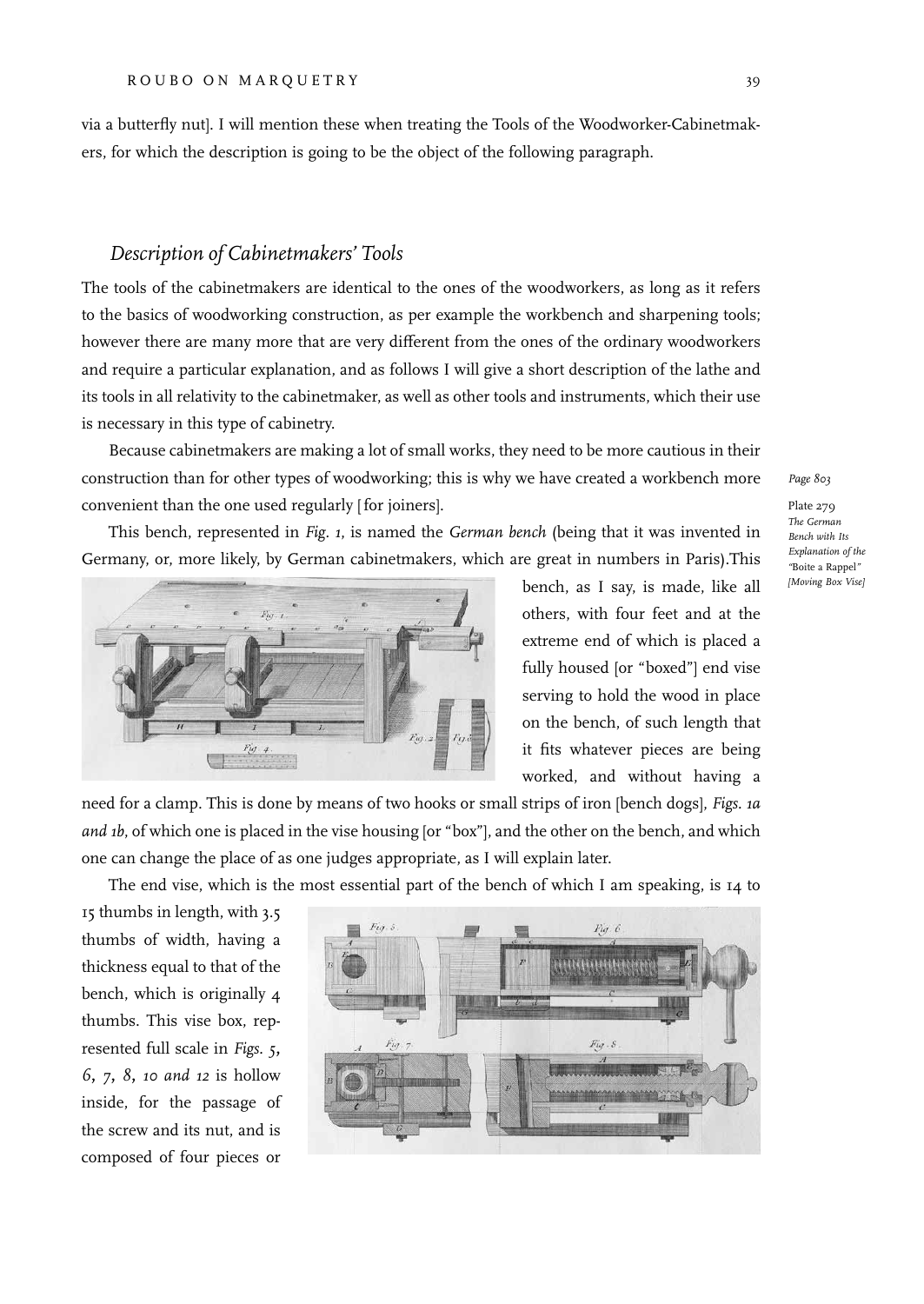via a butterfly nut]. I will mention these when treating the Tools of the Woodworker-Cabinetmakers, for which the description is going to be the object of the following paragraph.

## *Description of Cabinetmakers' Tools*

The tools of the cabinetmakers are identical to the ones of the woodworkers, as long as it refers to the basics of woodworking construction, as per example the workbench and sharpening tools; however there are many more that are very different from the ones of the ordinary woodworkers and require a particular explanation, and as follows I will give a short description of the lathe and its tools in all relativity to the cabinetmaker, as well as other tools and instruments, which their use is necessary in this type of cabinetry.

*Page 803*

Plate 279 *The German Bench with Its Explanation of the "*Boite a Rappel*" [Moving Box Vise]*

Because cabinetmakers are making a lot of small works, they need to be more cautious in their construction than for other types of woodworking; this is why we have created a workbench more convenient than the one used regularly [for joiners].

This bench, represented in *Fig. 1*, is named the *German bench* (being that it was invented in Germany, or, more likely, by German cabinetmakers, which are great in numbers in Paris).This bench, as I say, is made, like all others, with four feet and at the extreme end of which is placed a fully housed [or "boxed"] end vise serving to hold the wood in place on the bench, of such length that it fits whatever pieces are being worked, and without having a need for a clamp. This is done by means of two hooks or small strips of iron [bench dogs], *Figs. 1a and 1b*, of which one is placed in the vise housing [or "box"], and the other on the bench, and which one can change the place of as one judges appropriate, as I will explain later.

The end vise, which is the most essential part of the bench of which I am speaking, is 14 to 15 thumbs in length, with 3.5 thumbs of width, having a thickness equal to that of the bench, which is originally 4 thumbs. This vise box, represented full scale in *Figs. 5, 6, 7, 8, 10 and 12* is hollow inside, for the passage of the screw and its nut, and is composed of four pieces or